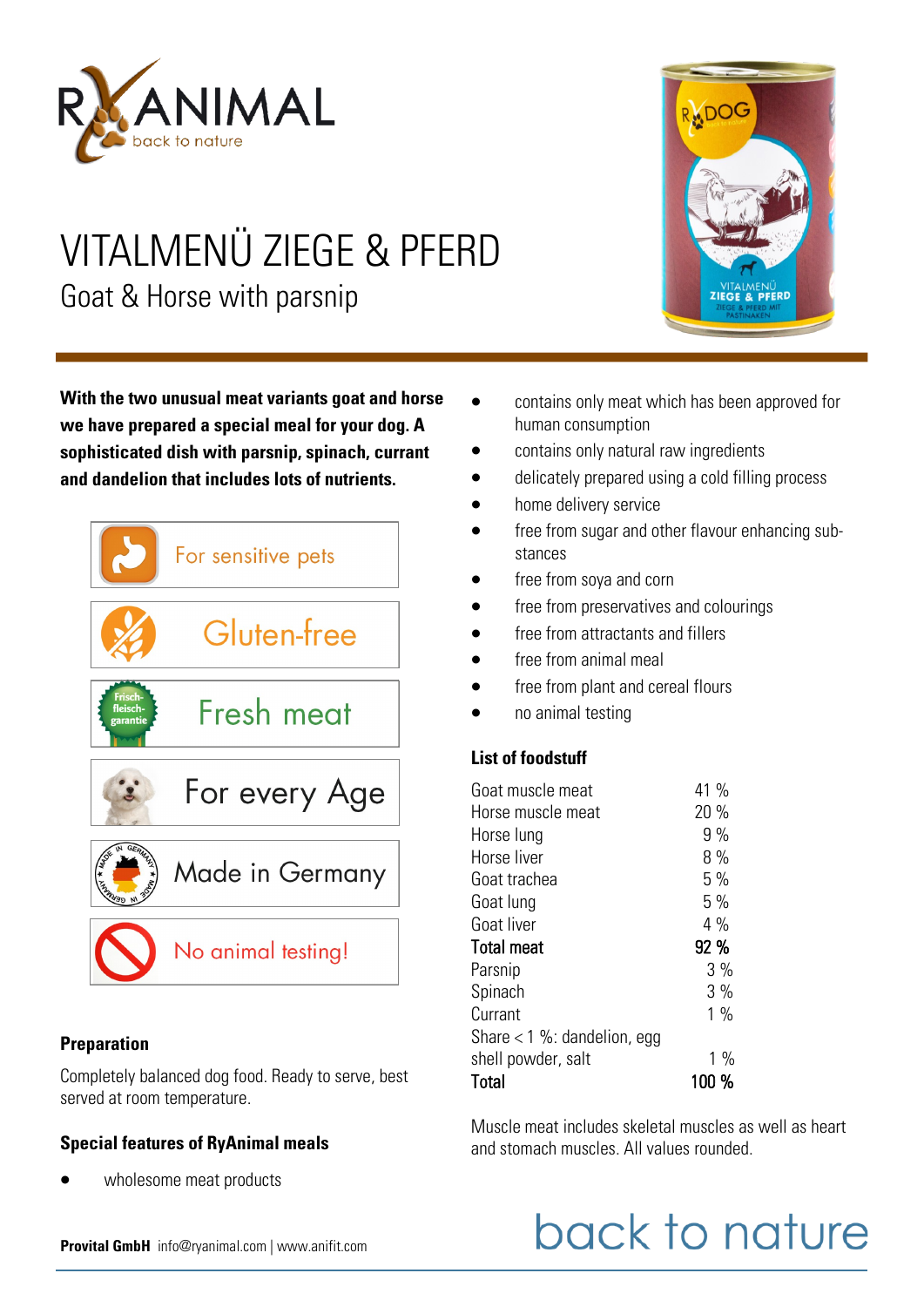# VITALMENÜ ZIEGE & PFERD

## Goat & Horse with parsnip

**With the two unusual meat variants goat and horse we have prepared a special meal for your dog. A sophisticated dish with parsnip, spinach, currant and dandelion that includes lots of nutrients.**

- For sensitive pets
- Gluten-free
- Fresh meat
- For every Age
- Made in Germany
- No animal testing!

### Preparation

Completely balanced dog food. Ready to serve, best served at room temperature.

### Special features of RyAnimal meals

- wholesome meat products
- contains only meat which has been approved for human consumption
- contains only natural raw ingredients
- delicately prepared using a cold filling process
- home delivery service
- free from sugar and other flavour enhancing substances
- free from soya and corn
- free from preservatives and colourings
- free from attractants and fillers
- free from animal meal
- free from plant and cereal flours
- no animal testing

### List of foodstuff

| Ingredient | Share |
|---|---|
| Goat muscle meat | 41 % |
| Horse muscle meat | 20 % |
| Horse lung | 9 % |
| Horse liver | 8 % |
| Goat trachea | 5 % |
| Goat lung | 5 % |
| Goat liver | 4 % |
| **Total meat** | **92 %** |
| Parsnip | 3 % |
| Spinach | 3 % |
| Currant | 1 % |
| Share < 1 %: dandelion, egg shell powder, salt | 1 % |
| **Total** | **100 %** |

Muscle meat includes skeletal muscles as well as heart and stomach muscles. All values rounded.

**Provital GmbH** info@ryanimal.com | www.anifit.com

back to nature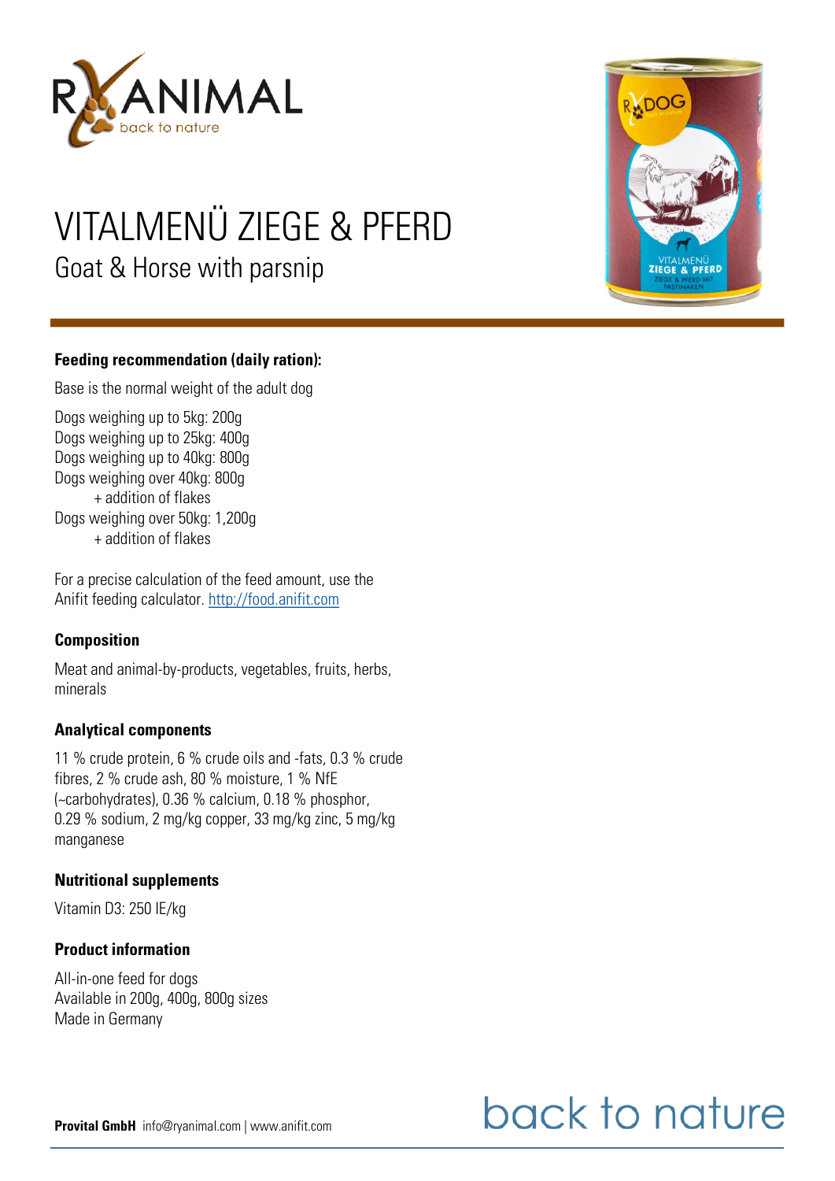RYANIMAL
back to nature

# VITALMENÜ ZIEGE & PFERD

## Goat & Horse with parsnip

**Feeding recommendation (daily ration):**

Base is the normal weight of the adult dog

Dogs weighing up to 5kg: 200g
Dogs weighing up to 25kg: 400g
Dogs weighing up to 40kg: 800g
Dogs weighing over 40kg: 800g
+ addition of flakes
Dogs weighing over 50kg: 1,200g
+ addition of flakes

For a precise calculation of the feed amount, use the Anifit feeding calculator. http://food.anifit.com

### Composition

Meat and animal-by-products, vegetables, fruits, herbs, minerals

### Analytical components

11 % crude protein, 6 % crude oils and -fats, 0.3 % crude fibres, 2 % crude ash, 80 % moisture, 1 % NfE (~carbohydrates), 0.36 % calcium, 0.18 % phosphor, 0.29 % sodium, 2 mg/kg copper, 33 mg/kg zinc, 5 mg/kg manganese

### Nutritional supplements

Vitamin D3: 250 IE/kg

### Product information

All-in-one feed for dogs
Available in 200g, 400g, 800g sizes
Made in Germany

**Provital GmbH** info@ryanimal.com | www.anifit.com

back to nature